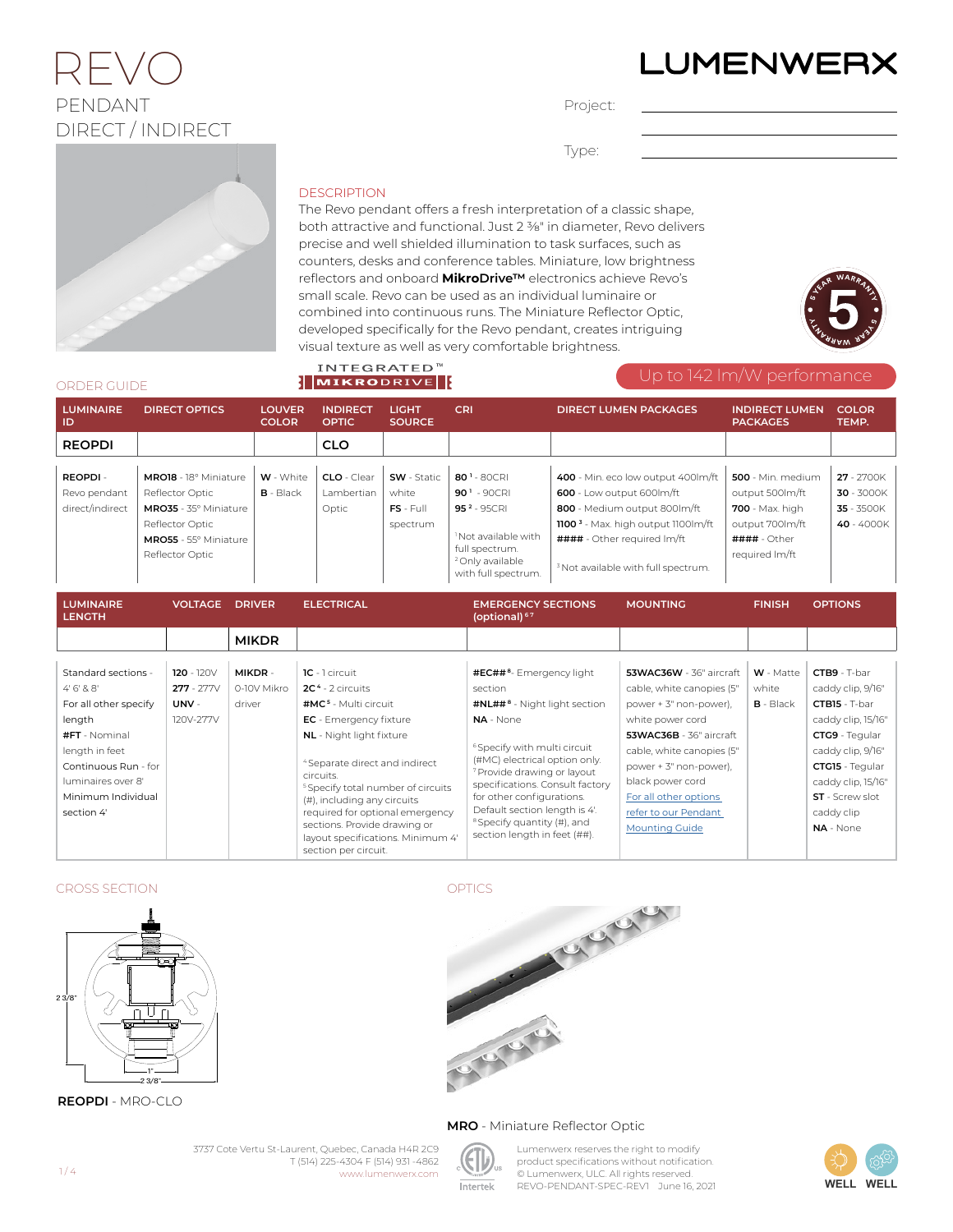# REVO

PENDANT
DIRECT / INDIRECT

LUMENWERX

Project: ____________

Type: ____________

## DESCRIPTION

The Revo pendant offers a fresh interpretation of a classic shape, both attractive and functional. Just 2 ⅜" in diameter, Revo delivers precise and well shielded illumination to task surfaces, such as counters, desks and conference tables. Miniature, low brightness reflectors and onboard **MikroDrive™** electronics achieve Revo's small scale. Revo can be used as an individual luminaire or combined into continuous runs. The Miniature Reflector Optic, developed specifically for the Revo pendant, creates intriguing visual texture as well as very comfortable brightness.

5 YEAR WARRANTY

INTEGRATED™ MIKRODRIVE

Up to 142 lm/W performance

## ORDER GUIDE

| LUMINAIRE ID | DIRECT OPTICS | LOUVER COLOR | INDIRECT OPTIC | LIGHT SOURCE | CRI | DIRECT LUMEN PACKAGES | INDIRECT LUMEN PACKAGES | COLOR TEMP. |
|---|---|---|---|---|---|---|---|---|
| **REOPDI** | | | **CLO** | | | | | |
| **REOPDI** - Revo pendant direct/indirect | **MRO18** - 18° Miniature Reflector Optic<br>**MRO35** - 35° Miniature Reflector Optic<br>**MRO55** - 55° Miniature Reflector Optic | **W** - White<br>**B** - Black | **CLO** - Clear Lambertian Optic | **SW** - Static white<br>**FS** - Full spectrum | **80** [1] - 80CRI<br>**90** [1] - 90CRI<br>**95** [2] - 95CRI<br>[1] Not available with full spectrum.<br>[2] Only available with full spectrum. | **400** - Min. eco low output 400lm/ft<br>**600** - Low output 600lm/ft<br>**800** - Medium output 800lm/ft<br>**1100** [3] - Max. high output 1100lm/ft<br>**####** - Other required lm/ft<br>[3] Not available with full spectrum. | **500** - Min. medium output 500lm/ft<br>**700** - Max. high output 700lm/ft<br>**####** - Other required lm/ft | **27** - 2700K<br>**30** - 3000K<br>**35** - 3500K<br>**40** - 4000K |

| LUMINAIRE LENGTH | VOLTAGE | DRIVER | ELECTRICAL | EMERGENCY SECTIONS (optional) [6,7] | MOUNTING | FINISH | OPTIONS |
|---|---|---|---|---|---|---|---|
| | | **MIKDR** | | | | | |
| Standard sections - 4' 6' & 8'<br>For all other specify length<br>**#FT** - Nominal length in feet<br>Continuous Run - for luminaires over 8'<br>Minimum Individual section 4' | **120** - 120V<br>**277** - 277V<br>**UNV** - 120V-277V | **MIKDR** - 0-10V Mikro driver | **1C** - 1 circuit<br>**2C** [4] - 2 circuits<br>**#MC** [5] - Multi circuit<br>**EC** - Emergency fixture<br>**NL** - Night light fixture<br>[4] Separate direct and indirect circuits.<br>[5] Specify total number of circuits (#), including any circuits required for optional emergency sections. Provide drawing or layout specifications. Minimum 4' section per circuit. | **#EC##** [8] - Emergency light section<br>**#NL##** [8] - Night light section<br>**NA** - None<br>[6] Specify with multi circuit (#MC) electrical option only.<br>[7] Provide drawing or layout specifications. Consult factory for other configurations. Default section length is 4'.<br>[8] Specify quantity (#), and section length in feet (##). | **53WAC36W** - 36" aircraft cable, white canopies (5" power + 3" non-power), white power cord<br>**53WAC36B** - 36" aircraft cable, white canopies (5" power + 3" non-power), black power cord<br>For all other options refer to our Pendant Mounting Guide | **W** - Matte white<br>**B** - Black | **CTB9** - T-bar caddy clip, 9/16"<br>**CTB15** - T-bar caddy clip, 15/16"<br>**CTG9** - Tegular caddy clip, 9/16"<br>**CTG15** - Tegular caddy clip, 15/16"<br>**ST** - Screw slot caddy clip<br>**NA** - None |

## CROSS SECTION

2 3/8"
1"
2 3/8"

**REOPDI** - MRO-CLO

## OPTICS

**MRO** - Miniature Reflector Optic

3737 Cote Vertu St-Laurent, Quebec, Canada H4R 2C9
T (514) 225-4304 F (514) 931-4862
www.lumenwerx.com

Intertek

Lumenwerx reserves the right to modify product specifications without notification.
© Lumenwerx, ULC. All rights reserved.
REVO-PENDANT-SPEC-REV1 June 16, 2021

WELL WELL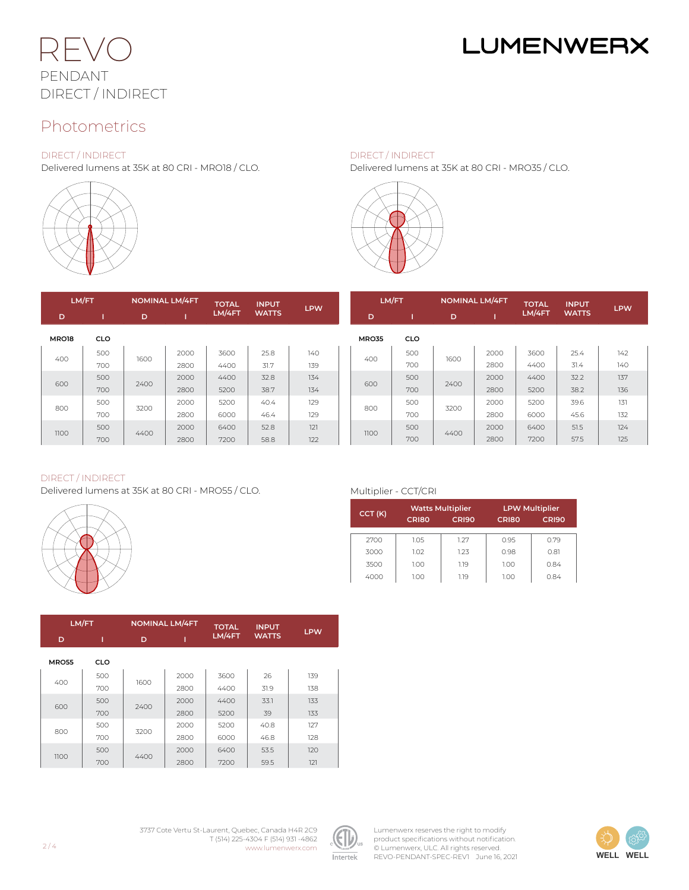# REVO

PENDANT
DIRECT / INDIRECT

## Photometrics

### DIRECT / INDIRECT

Delivered lumens at 35K at 80 CRI - MRO18 / CLO.

| LM/FT | | NOMINAL LM/4FT | | TOTAL LM/4FT | INPUT WATTS | LPW |
|---|---|---|---|---|---|---|
| D | I | D | I | | | |
| **MRO18** | **CLO** | | | | | |
| 400 | 500 | 1600 | 2000 | 3600 | 25.8 | 140 |
| | 700 | | 2800 | 4400 | 31.7 | 139 |
| 600 | 500 | 2400 | 2000 | 4400 | 32.8 | 134 |
| | 700 | | 2800 | 5200 | 38.7 | 134 |
| 800 | 500 | 3200 | 2000 | 5200 | 40.4 | 129 |
| | 700 | | 2800 | 6000 | 46.4 | 129 |
| 1100 | 500 | 4400 | 2000 | 6400 | 52.8 | 121 |
| | 700 | | 2800 | 7200 | 58.8 | 122 |

### DIRECT / INDIRECT

Delivered lumens at 35K at 80 CRI - MRO35 / CLO.

| LM/FT | | NOMINAL LM/4FT | | TOTAL LM/4FT | INPUT WATTS | LPW |
|---|---|---|---|---|---|---|
| D | I | D | I | | | |
| **MRO35** | **CLO** | | | | | |
| 400 | 500 | 1600 | 2000 | 3600 | 25.4 | 142 |
| | 700 | | 2800 | 4400 | 31.4 | 140 |
| 600 | 500 | 2400 | 2000 | 4400 | 32.2 | 137 |
| | 700 | | 2800 | 5200 | 38.2 | 136 |
| 800 | 500 | 3200 | 2000 | 5200 | 39.6 | 131 |
| | 700 | | 2800 | 6000 | 45.6 | 132 |
| 1100 | 500 | 4400 | 2000 | 6400 | 51.5 | 124 |
| | 700 | | 2800 | 7200 | 57.5 | 125 |

### DIRECT / INDIRECT

Delivered lumens at 35K at 80 CRI - MRO55 / CLO.

| LM/FT | | NOMINAL LM/4FT | | TOTAL LM/4FT | INPUT WATTS | LPW |
|---|---|---|---|---|---|---|
| D | I | D | I | | | |
| **MRO55** | **CLO** | | | | | |
| 400 | 500 | 1600 | 2000 | 3600 | 26 | 139 |
| | 700 | | 2800 | 4400 | 31.9 | 138 |
| 600 | 500 | 2400 | 2000 | 4400 | 33.1 | 133 |
| | 700 | | 2800 | 5200 | 39 | 133 |
| 800 | 500 | 3200 | 2000 | 5200 | 40.8 | 127 |
| | 700 | | 2800 | 6000 | 46.8 | 128 |
| 1100 | 500 | 4400 | 2000 | 6400 | 53.5 | 120 |
| | 700 | | 2800 | 7200 | 59.5 | 121 |

### Multiplier - CCT/CRI

| CCT (K) | Watts Multiplier | | LPW Multiplier | |
|---|---|---|---|---|
| | CRI80 | CRI90 | CRI80 | CRI90 |
| 2700 | 1.05 | 1.27 | 0.95 | 0.79 |
| 3000 | 1.02 | 1.23 | 0.98 | 0.81 |
| 3500 | 1.00 | 1.19 | 1.00 | 0.84 |
| 4000 | 1.00 | 1.19 | 1.00 | 0.84 |

3737 Cote Vertu St-Laurent, Quebec, Canada H4R 2C9
T (514) 225-4304 F (514) 931-4862
www.lumenwerx.com

Lumenwerx reserves the right to modify product specifications without notification.
© Lumenwerx, ULC. All rights reserved.
REVO-PENDANT-SPEC-REV1 June 16, 2021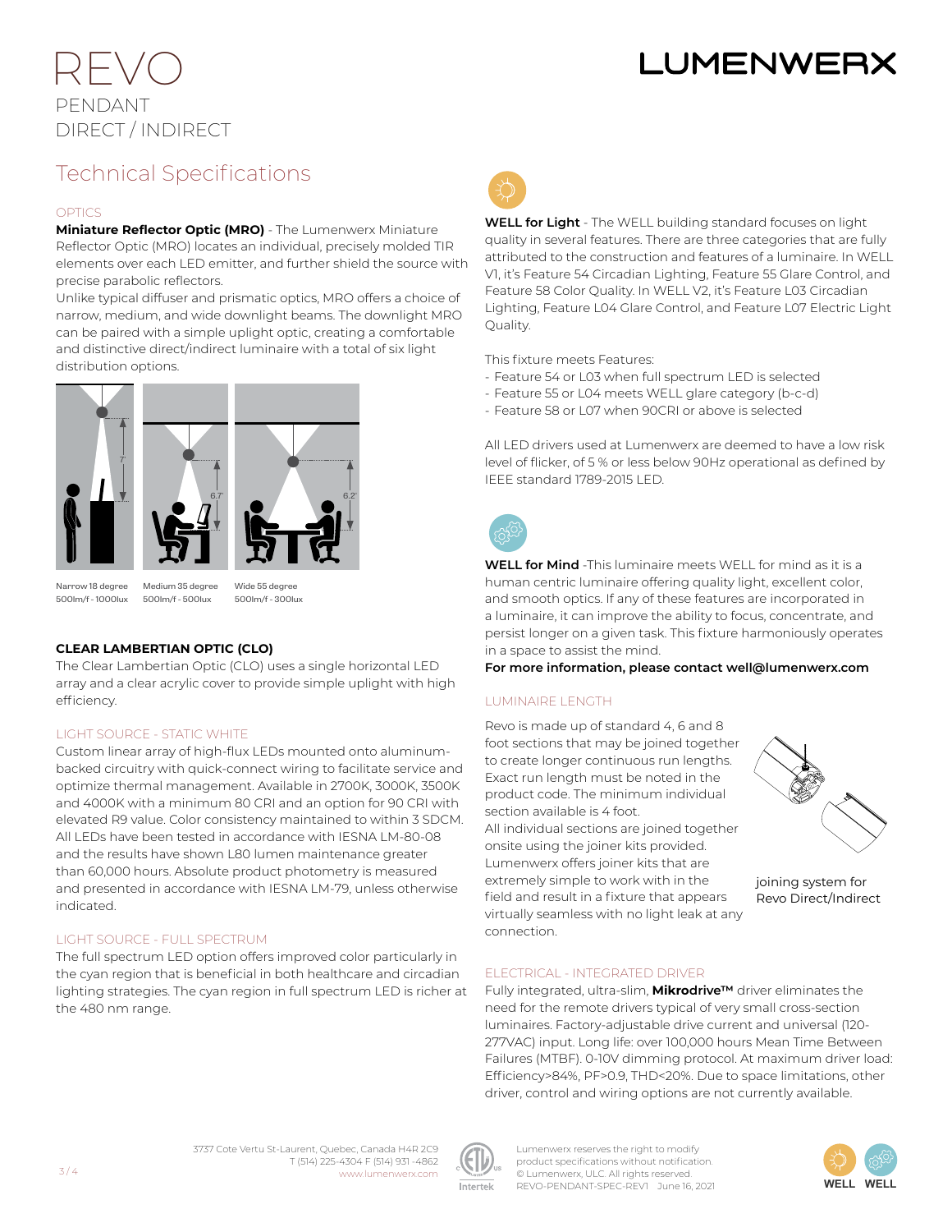# REVO

PENDANT
DIRECT / INDIRECT

LUMENWERX

## Technical Specifications

### OPTICS

**Miniature Reflector Optic (MRO)** - The Lumenwerx Miniature Reflector Optic (MRO) locates an individual, precisely molded TIR elements over each LED emitter, and further shield the source with precise parabolic reflectors.
Unlike typical diffuser and prismatic optics, MRO offers a choice of narrow, medium, and wide downlight beams. The downlight MRO can be paired with a simple uplight optic, creating a comfortable and distinctive direct/indirect luminaire with a total of six light distribution options.

Narrow 18 degree 500lm/f - 1000lux

Medium 35 degree 500lm/f - 500lux

Wide 55 degree 500lm/f - 300lux

**CLEAR LAMBERTIAN OPTIC (CLO)**

The Clear Lambertian Optic (CLO) uses a single horizontal LED array and a clear acrylic cover to provide simple uplight with high efficiency.

### LIGHT SOURCE - STATIC WHITE

Custom linear array of high-flux LEDs mounted onto aluminum-backed circuitry with quick-connect wiring to facilitate service and optimize thermal management. Available in 2700K, 3000K, 3500K and 4000K with a minimum 80 CRI and an option for 90 CRI with elevated R9 value. Color consistency maintained to within 3 SDCM. All LEDs have been tested in accordance with IESNA LM-80-08 and the results have shown L80 lumen maintenance greater than 60,000 hours. Absolute product photometry is measured and presented in accordance with IESNA LM-79, unless otherwise indicated.

### LIGHT SOURCE - FULL SPECTRUM

The full spectrum LED option offers improved color particularly in the cyan region that is beneficial in both healthcare and circadian lighting strategies. The cyan region in full spectrum LED is richer at the 480 nm range.

**WELL for Light** - The WELL building standard focuses on light quality in several features. There are three categories that are fully attributed to the construction and features of a luminaire. In WELL V1, it's Feature 54 Circadian Lighting, Feature 55 Glare Control, and Feature 58 Color Quality. In WELL V2, it's Feature L03 Circadian Lighting, Feature L04 Glare Control, and Feature L07 Electric Light Quality.

This fixture meets Features:

- Feature 54 or L03 when full spectrum LED is selected
- Feature 55 or L04 meets WELL glare category (b-c-d)
- Feature 58 or L07 when 90CRI or above is selected

All LED drivers used at Lumenwerx are deemed to have a low risk level of flicker, of 5 % or less below 90Hz operational as defined by IEEE standard 1789-2015 LED.

**WELL for Mind** -This luminaire meets WELL for mind as it is a human centric luminaire offering quality light, excellent color, and smooth optics. If any of these features are incorporated in a luminaire, it can improve the ability to focus, concentrate, and persist longer on a given task. This fixture harmoniously operates in a space to assist the mind.

**For more information, please contact well@lumenwerx.com**

### LUMINAIRE LENGTH

Revo is made up of standard 4, 6 and 8 foot sections that may be joined together to create longer continuous run lengths. Exact run length must be noted in the product code. The minimum individual section available is 4 foot.
All individual sections are joined together onsite using the joiner kits provided. Lumenwerx offers joiner kits that are extremely simple to work with in the field and result in a fixture that appears virtually seamless with no light leak at any connection.

joining system for Revo Direct/Indirect

### ELECTRICAL - INTEGRATED DRIVER

Fully integrated, ultra-slim, **Mikrodrive™** driver eliminates the need for the remote drivers typical of very small cross-section luminaires. Factory-adjustable drive current and universal (120-277VAC) input. Long life: over 100,000 hours Mean Time Between Failures (MTBF). 0-10V dimming protocol. At maximum driver load: Efficiency>84%, PF>0.9, THD<20%. Due to space limitations, other driver, control and wiring options are not currently available.

3737 Cote Vertu St-Laurent, Quebec, Canada H4R 2C9
T (514) 225-4304 F (514) 931 -4862
www.lumenwerx.com

Lumenwerx reserves the right to modify product specifications without notification.
© Lumenwerx, ULC. All rights reserved.
REVO-PENDANT-SPEC-REV1 June 16, 2021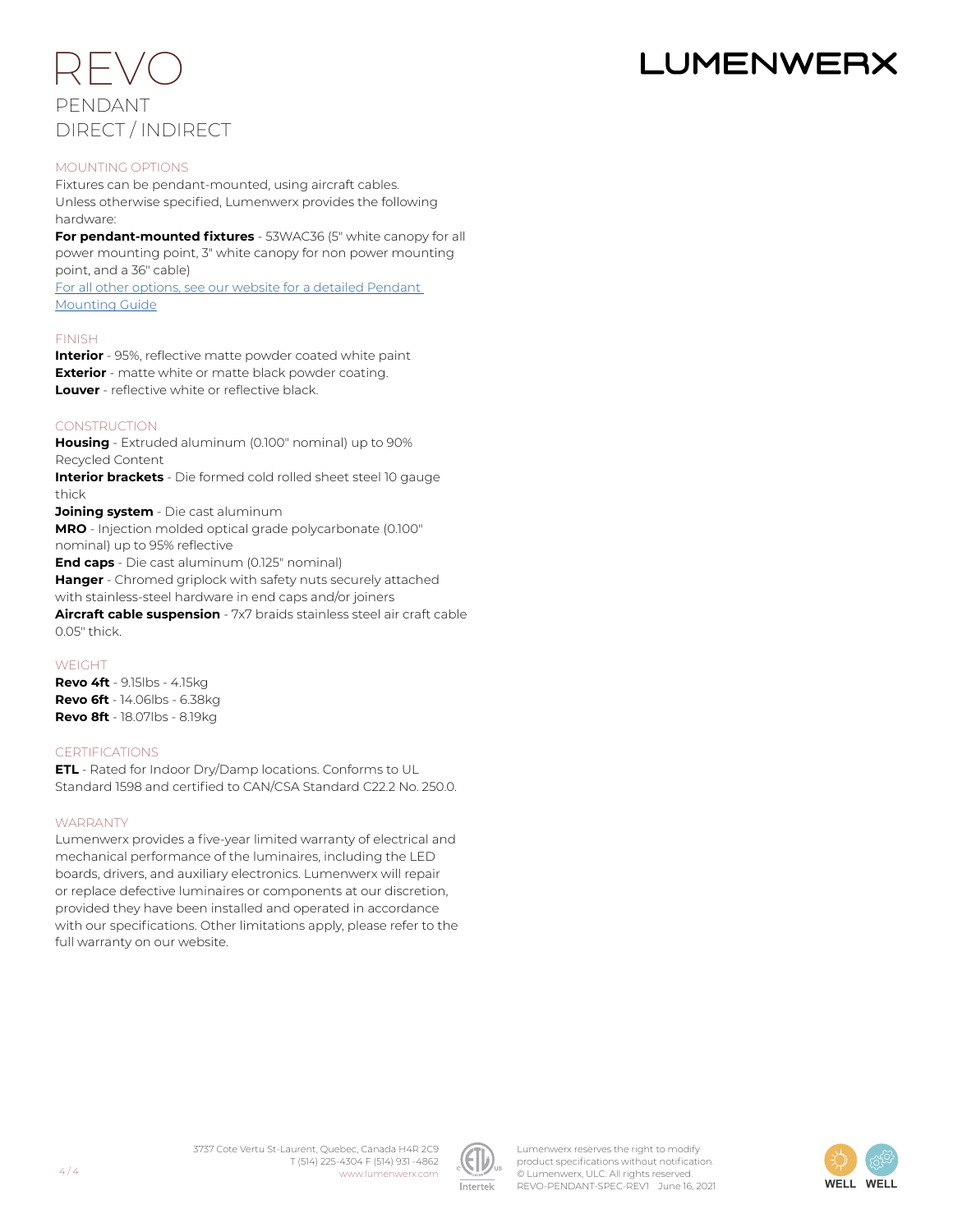# REVO

PENDANT
DIRECT / INDIRECT

LUMENWERX

## MOUNTING OPTIONS

Fixtures can be pendant-mounted, using aircraft cables. Unless otherwise specified, Lumenwerx provides the following hardware:

**For pendant-mounted fixtures** - 53WAC36 (5" white canopy for all power mounting point, 3" white canopy for non power mounting point, and a 36" cable)

For all other options, see our website for a detailed Pendant Mounting Guide

## FINISH

**Interior** - 95%, reflective matte powder coated white paint
**Exterior** - matte white or matte black powder coating.
**Louver** - reflective white or reflective black.

## CONSTRUCTION

**Housing** - Extruded aluminum (0.100" nominal) up to 90% Recycled Content
**Interior brackets** - Die formed cold rolled sheet steel 10 gauge thick
**Joining system** - Die cast aluminum
**MRO** - Injection molded optical grade polycarbonate (0.100" nominal) up to 95% reflective
**End caps** - Die cast aluminum (0.125" nominal)
**Hanger** - Chromed griplock with safety nuts securely attached with stainless-steel hardware in end caps and/or joiners
**Aircraft cable suspension** - 7x7 braids stainless steel air craft cable 0.05" thick.

## WEIGHT

**Revo 4ft** - 9.15lbs - 4.15kg
**Revo 6ft** - 14.06lbs - 6.38kg
**Revo 8ft** - 18.07lbs - 8.19kg

## CERTIFICATIONS

**ETL** - Rated for Indoor Dry/Damp locations. Conforms to UL Standard 1598 and certified to CAN/CSA Standard C22.2 No. 250.0.

## WARRANTY

Lumenwerx provides a five-year limited warranty of electrical and mechanical performance of the luminaires, including the LED boards, drivers, and auxiliary electronics. Lumenwerx will repair or replace defective luminaires or components at our discretion, provided they have been installed and operated in accordance with our specifications. Other limitations apply, please refer to the full warranty on our website.

3737 Cote Vertu St-Laurent, Quebec, Canada H4R 2C9
T (514) 225-4304 F (514) 931-4862
www.lumenwerx.com

Intertek

Lumenwerx reserves the right to modify product specifications without notification.
© Lumenwerx, ULC. All rights reserved.
REVO-PENDANT-SPEC-REV1 June 16, 2021

WELL WELL